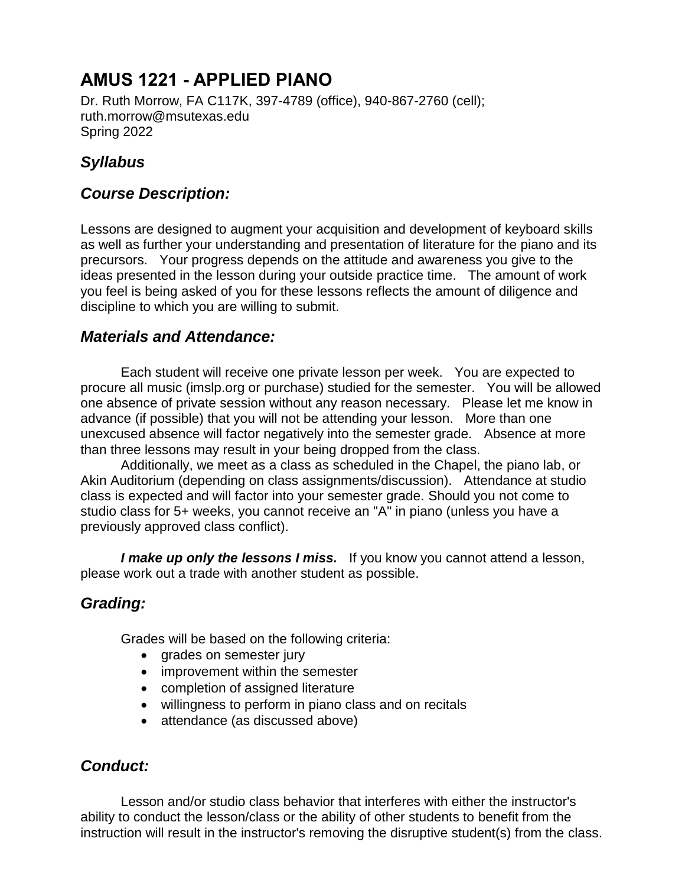# AMUS 1221 - APPLIED PIANO

Dr. Ruth Morrow, FA C117K, 397-4789 (office), 940-867-2760 (cell); ruth.morrow@msutexas.edu
Spring 2022

## *Syllabus*

## *Course Description:*

Lessons are designed to augment your acquisition and development of keyboard skills as well as further your understanding and presentation of literature for the piano and its precursors. Your progress depends on the attitude and awareness you give to the ideas presented in the lesson during your outside practice time. The amount of work you feel is being asked of you for these lessons reflects the amount of diligence and discipline to which you are willing to submit.

## *Materials and Attendance:*

Each student will receive one private lesson per week. You are expected to procure all music (imslp.org or purchase) studied for the semester. You will be allowed one absence of private session without any reason necessary. Please let me know in advance (if possible) that you will not be attending your lesson. More than one unexcused absence will factor negatively into the semester grade. Absence at more than three lessons may result in your being dropped from the class.

Additionally, we meet as a class as scheduled in the Chapel, the piano lab, or Akin Auditorium (depending on class assignments/discussion). Attendance at studio class is expected and will factor into your semester grade. Should you not come to studio class for 5+ weeks, you cannot receive an "A" in piano (unless you have a previously approved class conflict).

***I make up only the lessons I miss.*** If you know you cannot attend a lesson, please work out a trade with another student as possible.

## *Grading:*

Grades will be based on the following criteria:

- grades on semester jury
- improvement within the semester
- completion of assigned literature
- willingness to perform in piano class and on recitals
- attendance (as discussed above)

## *Conduct:*

Lesson and/or studio class behavior that interferes with either the instructor's ability to conduct the lesson/class or the ability of other students to benefit from the instruction will result in the instructor's removing the disruptive student(s) from the class.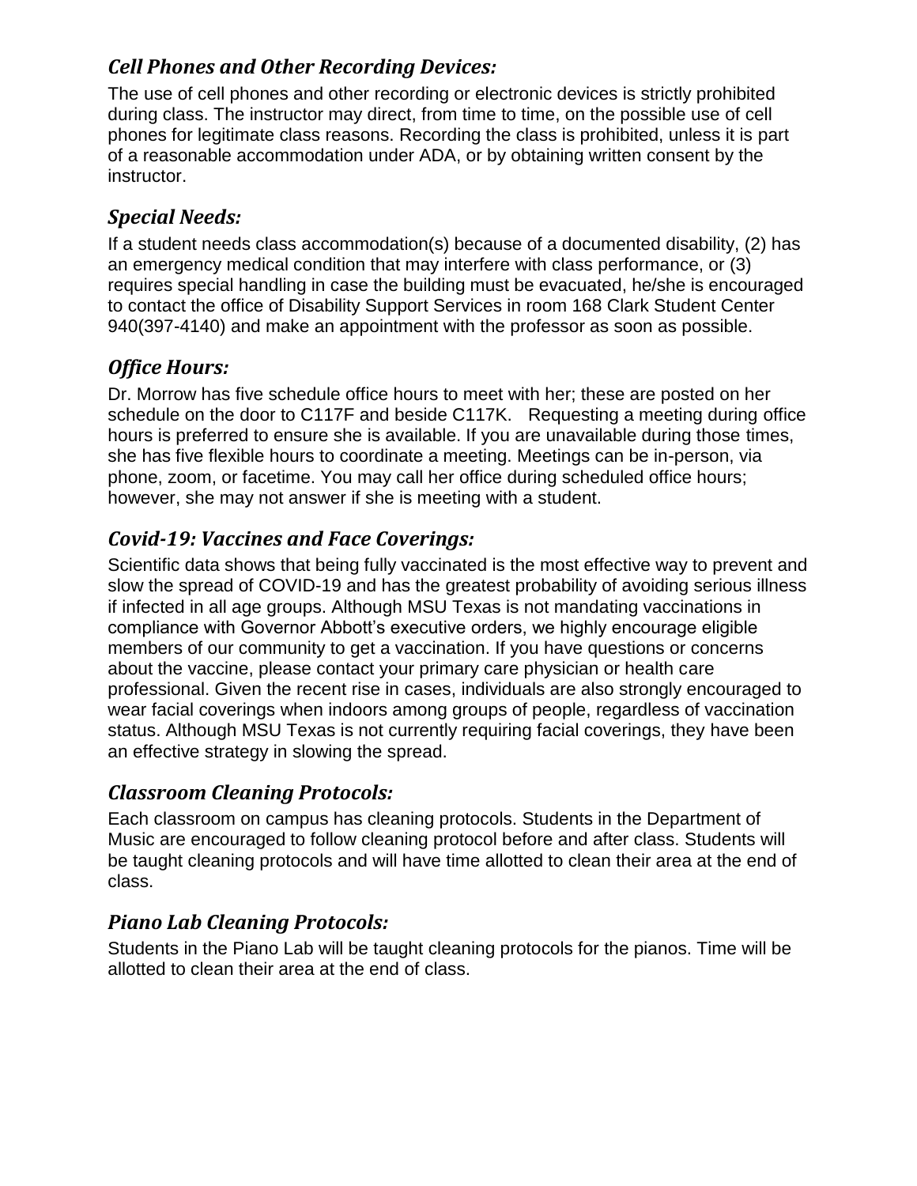### *Cell Phones and Other Recording Devices:*

The use of cell phones and other recording or electronic devices is strictly prohibited during class. The instructor may direct, from time to time, on the possible use of cell phones for legitimate class reasons. Recording the class is prohibited, unless it is part of a reasonable accommodation under ADA, or by obtaining written consent by the instructor.

### *Special Needs:*

If a student needs class accommodation(s) because of a documented disability, (2) has an emergency medical condition that may interfere with class performance, or (3) requires special handling in case the building must be evacuated, he/she is encouraged to contact the office of Disability Support Services in room 168 Clark Student Center 940(397-4140) and make an appointment with the professor as soon as possible.

### *Office Hours:*

Dr. Morrow has five schedule office hours to meet with her; these are posted on her schedule on the door to C117F and beside C117K. Requesting a meeting during office hours is preferred to ensure she is available. If you are unavailable during those times, she has five flexible hours to coordinate a meeting. Meetings can be in-person, via phone, zoom, or facetime. You may call her office during scheduled office hours; however, she may not answer if she is meeting with a student.

### *Covid-19: Vaccines and Face Coverings:*

Scientific data shows that being fully vaccinated is the most effective way to prevent and slow the spread of COVID-19 and has the greatest probability of avoiding serious illness if infected in all age groups. Although MSU Texas is not mandating vaccinations in compliance with Governor Abbott's executive orders, we highly encourage eligible members of our community to get a vaccination. If you have questions or concerns about the vaccine, please contact your primary care physician or health care professional. Given the recent rise in cases, individuals are also strongly encouraged to wear facial coverings when indoors among groups of people, regardless of vaccination status. Although MSU Texas is not currently requiring facial coverings, they have been an effective strategy in slowing the spread.

### *Classroom Cleaning Protocols:*

Each classroom on campus has cleaning protocols. Students in the Department of Music are encouraged to follow cleaning protocol before and after class. Students will be taught cleaning protocols and will have time allotted to clean their area at the end of class.

### *Piano Lab Cleaning Protocols:*

Students in the Piano Lab will be taught cleaning protocols for the pianos. Time will be allotted to clean their area at the end of class.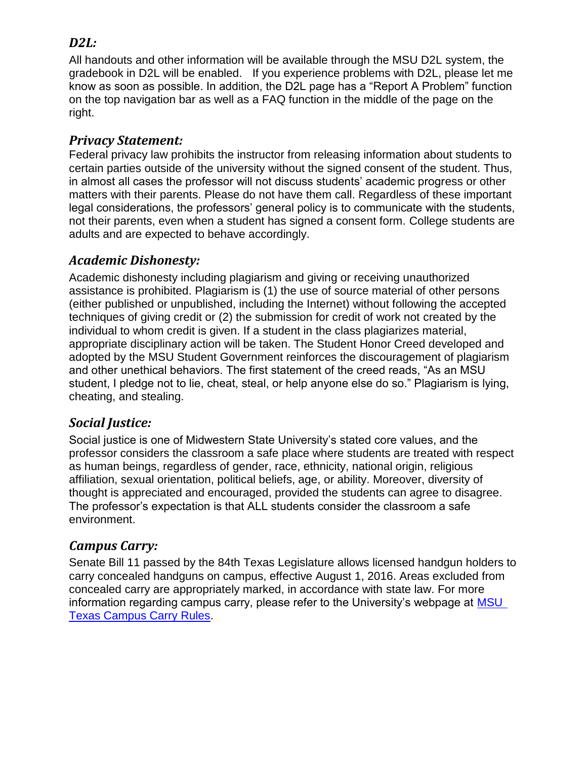## *D2L:*

All handouts and other information will be available through the MSU D2L system, the gradebook in D2L will be enabled. If you experience problems with D2L, please let me know as soon as possible. In addition, the D2L page has a "Report A Problem" function on the top navigation bar as well as a FAQ function in the middle of the page on the right.

## *Privacy Statement:*

Federal privacy law prohibits the instructor from releasing information about students to certain parties outside of the university without the signed consent of the student. Thus, in almost all cases the professor will not discuss students' academic progress or other matters with their parents. Please do not have them call. Regardless of these important legal considerations, the professors' general policy is to communicate with the students, not their parents, even when a student has signed a consent form. College students are adults and are expected to behave accordingly.

## *Academic Dishonesty:*

Academic dishonesty including plagiarism and giving or receiving unauthorized assistance is prohibited. Plagiarism is (1) the use of source material of other persons (either published or unpublished, including the Internet) without following the accepted techniques of giving credit or (2) the submission for credit of work not created by the individual to whom credit is given. If a student in the class plagiarizes material, appropriate disciplinary action will be taken. The Student Honor Creed developed and adopted by the MSU Student Government reinforces the discouragement of plagiarism and other unethical behaviors. The first statement of the creed reads, "As an MSU student, I pledge not to lie, cheat, steal, or help anyone else do so." Plagiarism is lying, cheating, and stealing.

## *Social Justice:*

Social justice is one of Midwestern State University's stated core values, and the professor considers the classroom a safe place where students are treated with respect as human beings, regardless of gender, race, ethnicity, national origin, religious affiliation, sexual orientation, political beliefs, age, or ability. Moreover, diversity of thought is appreciated and encouraged, provided the students can agree to disagree. The professor's expectation is that ALL students consider the classroom a safe environment.

## *Campus Carry:*

Senate Bill 11 passed by the 84th Texas Legislature allows licensed handgun holders to carry concealed handguns on campus, effective August 1, 2016. Areas excluded from concealed carry are appropriately marked, in accordance with state law. For more information regarding campus carry, please refer to the University's webpage at MSU Texas Campus Carry Rules.